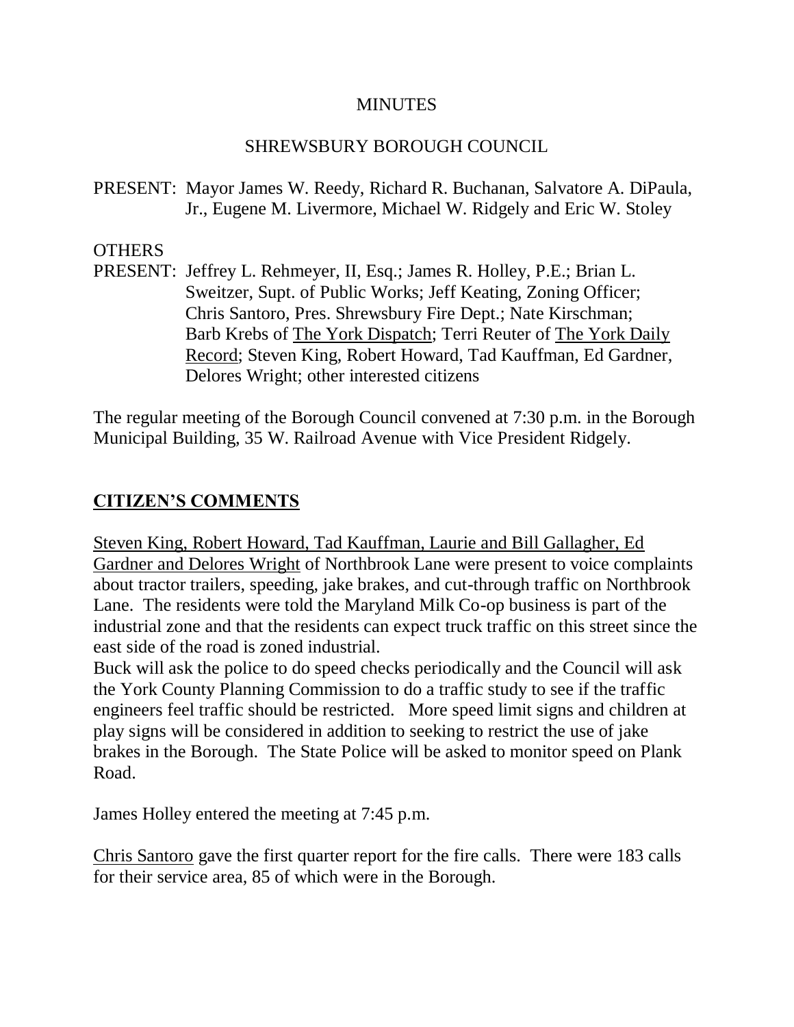MINUTES

SHREWSBURY BOROUGH COUNCIL

PRESENT: Mayor James W. Reedy, Richard R. Buchanan, Salvatore A. DiPaula, Jr., Eugene M. Livermore, Michael W. Ridgely and Eric W. Stoley

OTHERS
PRESENT: Jeffrey L. Rehmeyer, II, Esq.; James R. Holley, P.E.; Brian L. Sweitzer, Supt. of Public Works; Jeff Keating, Zoning Officer; Chris Santoro, Pres. Shrewsbury Fire Dept.; Nate Kirschman; Barb Krebs of The York Dispatch; Terri Reuter of The York Daily Record; Steven King, Robert Howard, Tad Kauffman, Ed Gardner, Delores Wright; other interested citizens

The regular meeting of the Borough Council convened at 7:30 p.m. in the Borough Municipal Building, 35 W. Railroad Avenue with Vice President Ridgely.

## CITIZEN'S COMMENTS

Steven King, Robert Howard, Tad Kauffman, Laurie and Bill Gallagher, Ed Gardner and Delores Wright of Northbrook Lane were present to voice complaints about tractor trailers, speeding, jake brakes, and cut-through traffic on Northbrook Lane. The residents were told the Maryland Milk Co-op business is part of the industrial zone and that the residents can expect truck traffic on this street since the east side of the road is zoned industrial.

Buck will ask the police to do speed checks periodically and the Council will ask the York County Planning Commission to do a traffic study to see if the traffic engineers feel traffic should be restricted. More speed limit signs and children at play signs will be considered in addition to seeking to restrict the use of jake brakes in the Borough. The State Police will be asked to monitor speed on Plank Road.

James Holley entered the meeting at 7:45 p.m.

Chris Santoro gave the first quarter report for the fire calls. There were 183 calls for their service area, 85 of which were in the Borough.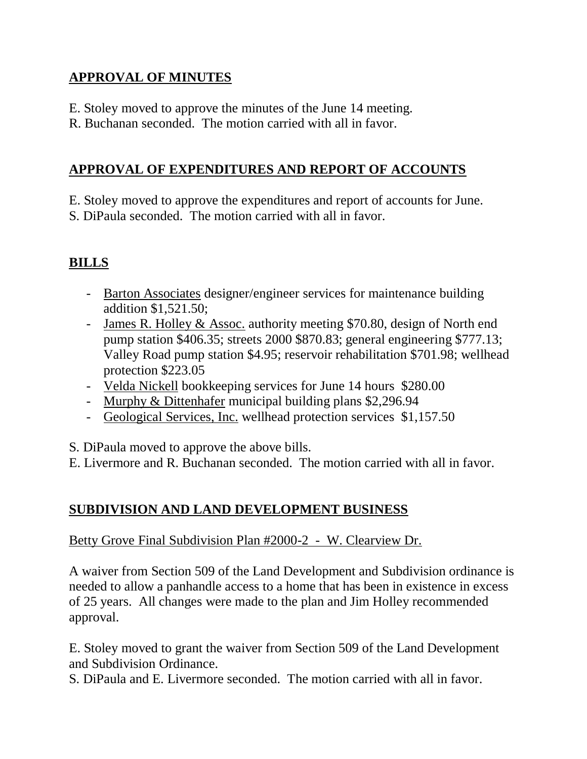## APPROVAL OF MINUTES

E. Stoley moved to approve the minutes of the June 14 meeting.
R. Buchanan seconded. The motion carried with all in favor.

## APPROVAL OF EXPENDITURES AND REPORT OF ACCOUNTS

E. Stoley moved to approve the expenditures and report of accounts for June.
S. DiPaula seconded. The motion carried with all in favor.

## BILLS

- Barton Associates designer/engineer services for maintenance building addition $1,521.50;
- James R. Holley & Assoc. authority meeting $70.80, design of North end pump station $406.35; streets 2000 $870.83; general engineering $777.13; Valley Road pump station $4.95; reservoir rehabilitation $701.98; wellhead protection $223.05
- Velda Nickell bookkeeping services for June 14 hours $280.00
- Murphy & Dittenhafer municipal building plans $2,296.94
- Geological Services, Inc. wellhead protection services $1,157.50

S. DiPaula moved to approve the above bills.
E. Livermore and R. Buchanan seconded. The motion carried with all in favor.

## SUBDIVISION AND LAND DEVELOPMENT BUSINESS

Betty Grove Final Subdivision Plan #2000-2 - W. Clearview Dr.

A waiver from Section 509 of the Land Development and Subdivision ordinance is needed to allow a panhandle access to a home that has been in existence in excess of 25 years. All changes were made to the plan and Jim Holley recommended approval.

E. Stoley moved to grant the waiver from Section 509 of the Land Development and Subdivision Ordinance.
S. DiPaula and E. Livermore seconded. The motion carried with all in favor.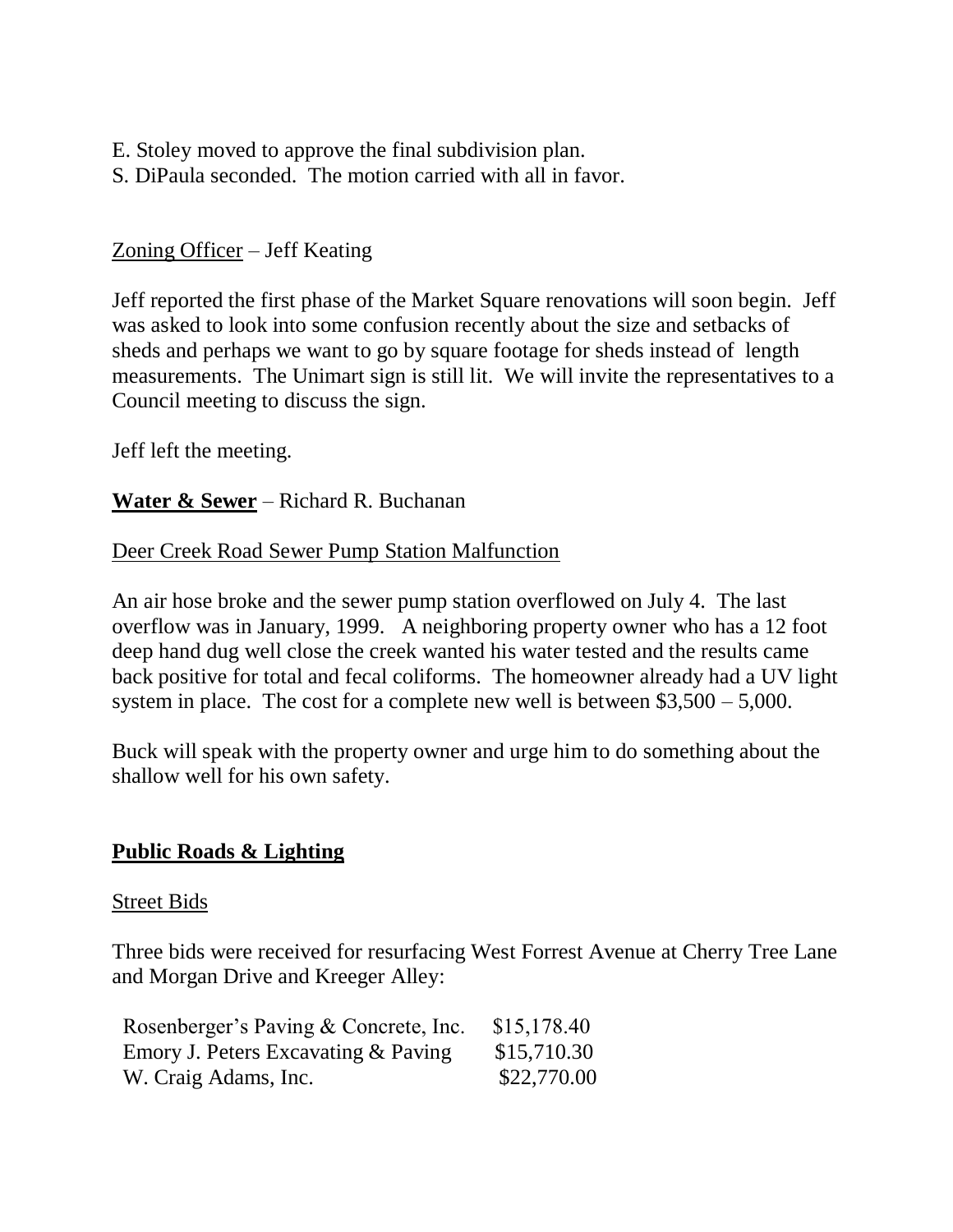E. Stoley moved to approve the final subdivision plan.
S. DiPaula seconded. The motion carried with all in favor.

<u>Zoning Officer</u> – Jeff Keating

Jeff reported the first phase of the Market Square renovations will soon begin. Jeff was asked to look into some confusion recently about the size and setbacks of sheds and perhaps we want to go by square footage for sheds instead of length measurements. The Unimart sign is still lit. We will invite the representatives to a Council meeting to discuss the sign.

Jeff left the meeting.

**<u>Water & Sewer</u>** – Richard R. Buchanan

<u>Deer Creek Road Sewer Pump Station Malfunction</u>

An air hose broke and the sewer pump station overflowed on July 4. The last overflow was in January, 1999. A neighboring property owner who has a 12 foot deep hand dug well close the creek wanted his water tested and the results came back positive for total and fecal coliforms. The homeowner already had a UV light system in place. The cost for a complete new well is between $3,500 – 5,000.

Buck will speak with the property owner and urge him to do something about the shallow well for his own safety.

**<u>Public Roads & Lighting</u>**

<u>Street Bids</u>

Three bids were received for resurfacing West Forrest Avenue at Cherry Tree Lane and Morgan Drive and Kreeger Alley:

| | |
|---|---|
| Rosenberger's Paving & Concrete, Inc. | $15,178.40 |
| Emory J. Peters Excavating & Paving | $15,710.30 |
| W. Craig Adams, Inc. | $22,770.00 |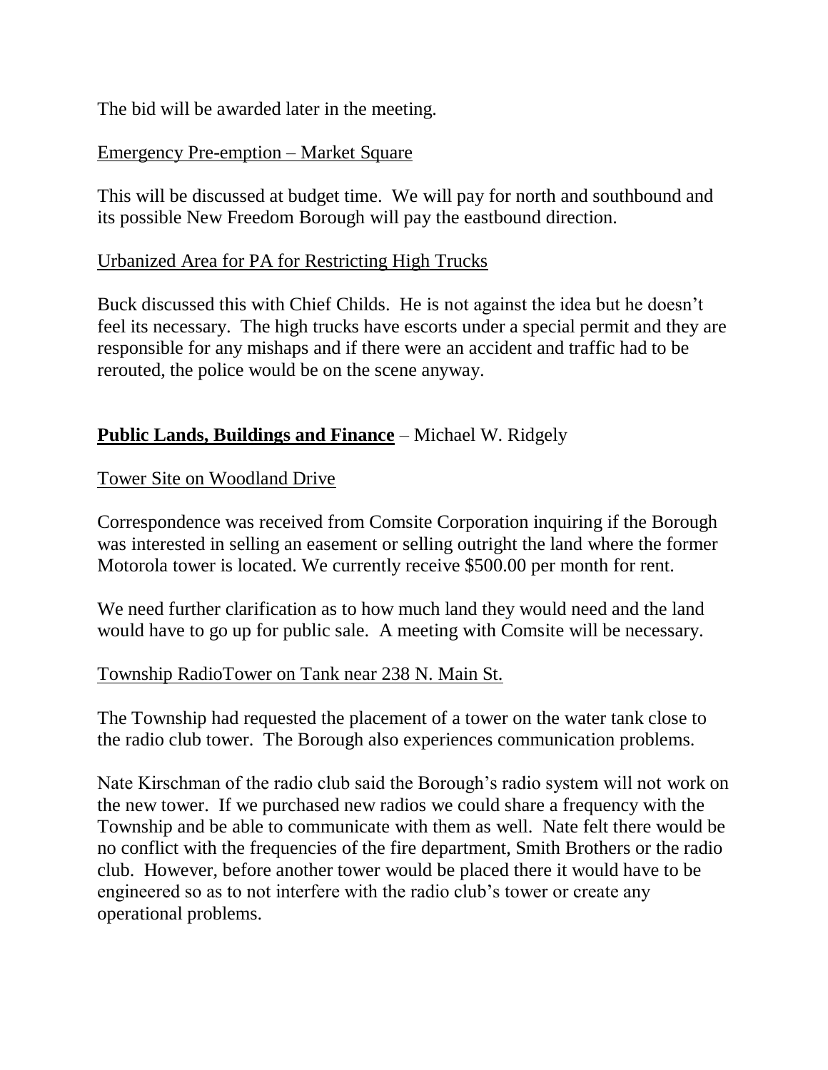The bid will be awarded later in the meeting.

Emergency Pre-emption – Market Square

This will be discussed at budget time. We will pay for north and southbound and its possible New Freedom Borough will pay the eastbound direction.

Urbanized Area for PA for Restricting High Trucks

Buck discussed this with Chief Childs. He is not against the idea but he doesn't feel its necessary. The high trucks have escorts under a special permit and they are responsible for any mishaps and if there were an accident and traffic had to be rerouted, the police would be on the scene anyway.

**Public Lands, Buildings and Finance** – Michael W. Ridgely

Tower Site on Woodland Drive

Correspondence was received from Comsite Corporation inquiring if the Borough was interested in selling an easement or selling outright the land where the former Motorola tower is located. We currently receive $500.00 per month for rent.

We need further clarification as to how much land they would need and the land would have to go up for public sale. A meeting with Comsite will be necessary.

Township RadioTower on Tank near 238 N. Main St.

The Township had requested the placement of a tower on the water tank close to the radio club tower. The Borough also experiences communication problems.

Nate Kirschman of the radio club said the Borough's radio system will not work on the new tower. If we purchased new radios we could share a frequency with the Township and be able to communicate with them as well. Nate felt there would be no conflict with the frequencies of the fire department, Smith Brothers or the radio club. However, before another tower would be placed there it would have to be engineered so as to not interfere with the radio club's tower or create any operational problems.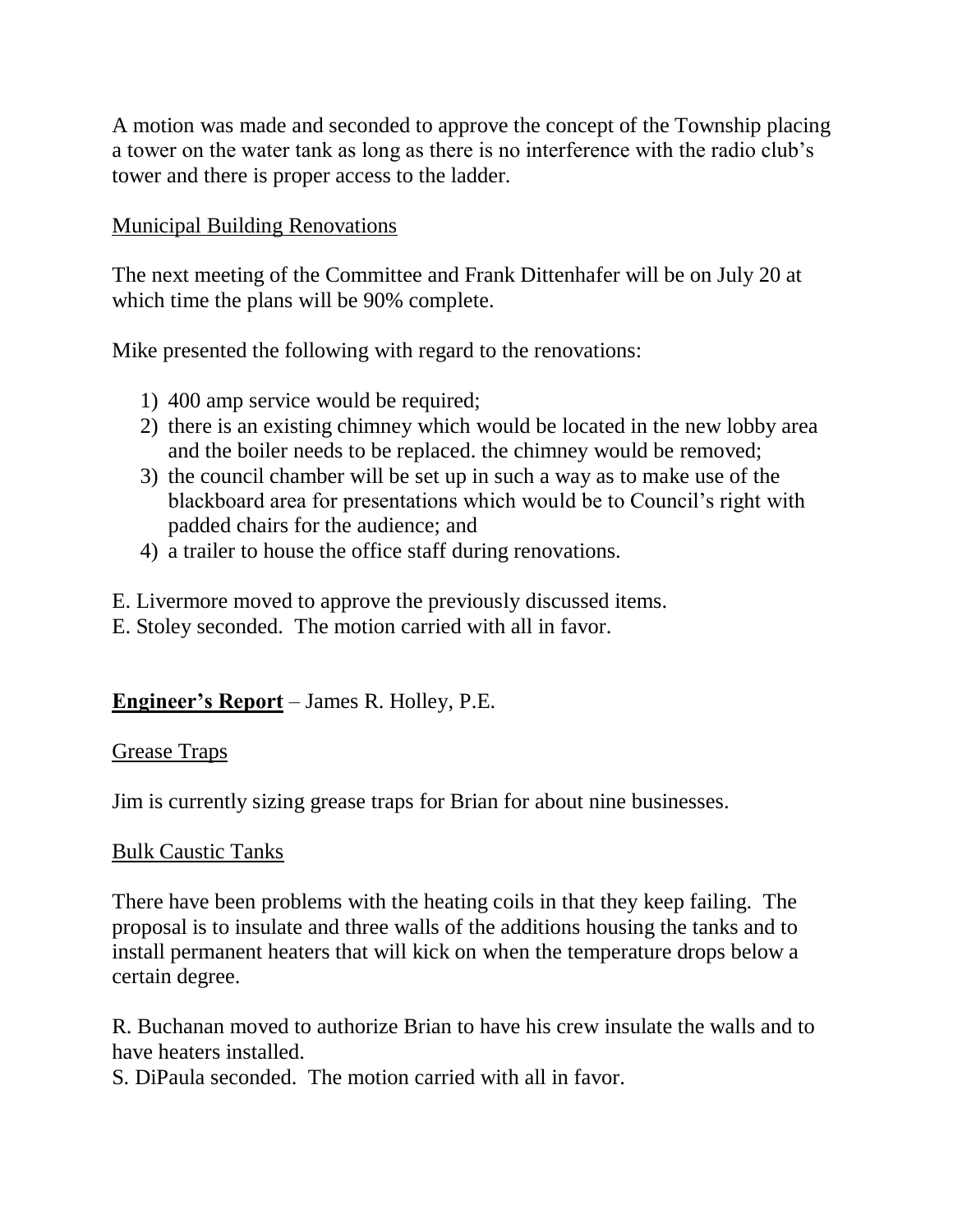A motion was made and seconded to approve the concept of the Township placing a tower on the water tank as long as there is no interference with the radio club's tower and there is proper access to the ladder.

Municipal Building Renovations

The next meeting of the Committee and Frank Dittenhafer will be on July 20 at which time the plans will be 90% complete.

Mike presented the following with regard to the renovations:

1) 400 amp service would be required;
2) there is an existing chimney which would be located in the new lobby area and the boiler needs to be replaced. the chimney would be removed;
3) the council chamber will be set up in such a way as to make use of the blackboard area for presentations which would be to Council's right with padded chairs for the audience; and
4) a trailer to house the office staff during renovations.

E. Livermore moved to approve the previously discussed items.
E. Stoley seconded. The motion carried with all in favor.

**Engineer's Report** – James R. Holley, P.E.

Grease Traps

Jim is currently sizing grease traps for Brian for about nine businesses.

Bulk Caustic Tanks

There have been problems with the heating coils in that they keep failing. The proposal is to insulate and three walls of the additions housing the tanks and to install permanent heaters that will kick on when the temperature drops below a certain degree.

R. Buchanan moved to authorize Brian to have his crew insulate the walls and to have heaters installed.
S. DiPaula seconded. The motion carried with all in favor.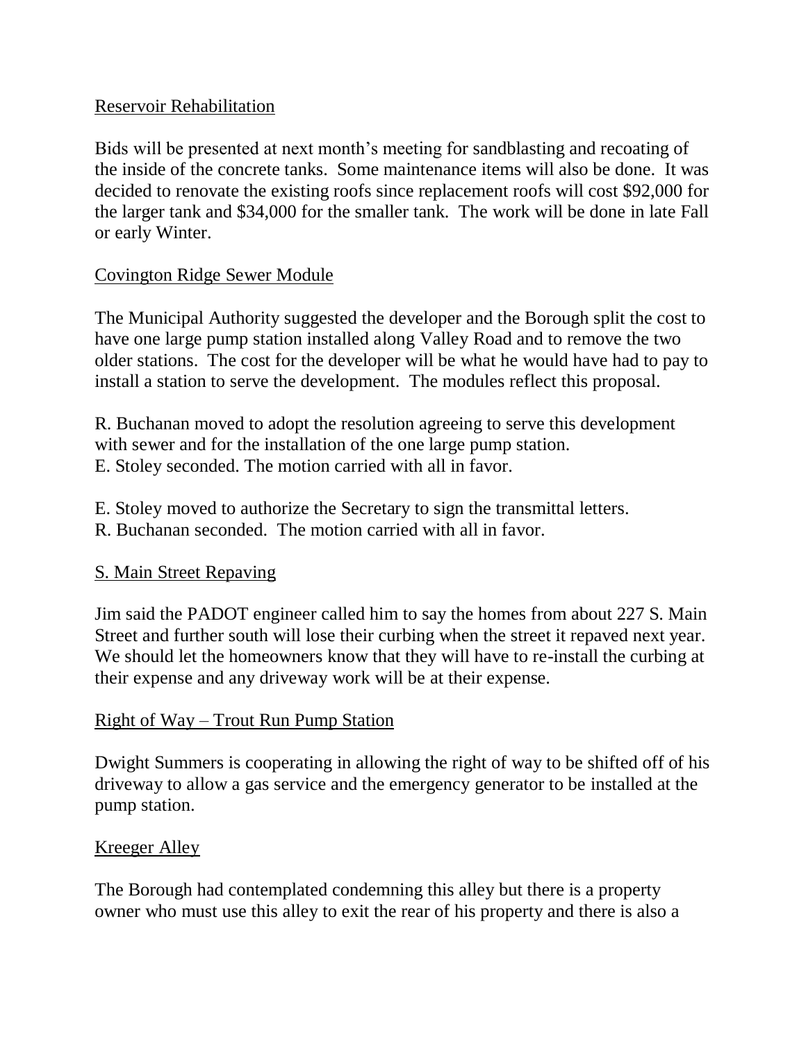Reservoir Rehabilitation

Bids will be presented at next month's meeting for sandblasting and recoating of the inside of the concrete tanks. Some maintenance items will also be done. It was decided to renovate the existing roofs since replacement roofs will cost $92,000 for the larger tank and $34,000 for the smaller tank. The work will be done in late Fall or early Winter.

Covington Ridge Sewer Module

The Municipal Authority suggested the developer and the Borough split the cost to have one large pump station installed along Valley Road and to remove the two older stations. The cost for the developer will be what he would have had to pay to install a station to serve the development. The modules reflect this proposal.

R. Buchanan moved to adopt the resolution agreeing to serve this development with sewer and for the installation of the one large pump station.
E. Stoley seconded. The motion carried with all in favor.

E. Stoley moved to authorize the Secretary to sign the transmittal letters.
R. Buchanan seconded. The motion carried with all in favor.

S. Main Street Repaving

Jim said the PADOT engineer called him to say the homes from about 227 S. Main Street and further south will lose their curbing when the street it repaved next year. We should let the homeowners know that they will have to re-install the curbing at their expense and any driveway work will be at their expense.

Right of Way – Trout Run Pump Station

Dwight Summers is cooperating in allowing the right of way to be shifted off of his driveway to allow a gas service and the emergency generator to be installed at the pump station.

Kreeger Alley

The Borough had contemplated condemning this alley but there is a property owner who must use this alley to exit the rear of his property and there is also a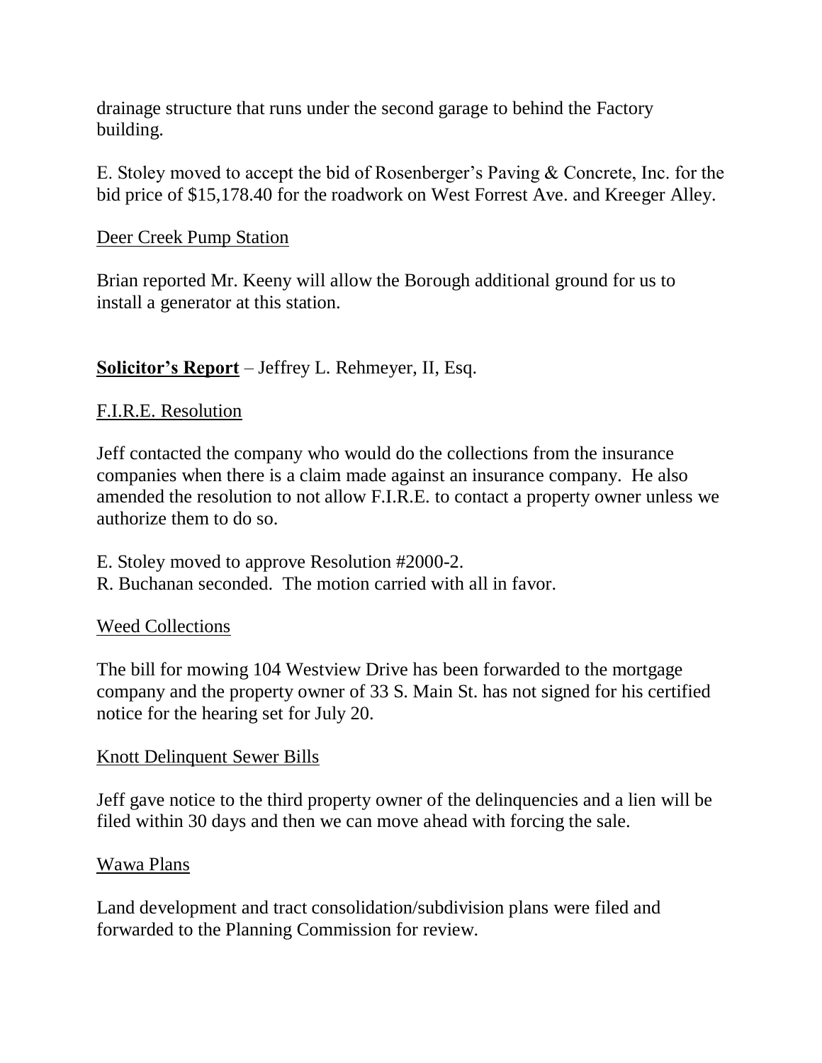drainage structure that runs under the second garage to behind the Factory building.

E. Stoley moved to accept the bid of Rosenberger's Paving & Concrete, Inc. for the bid price of $15,178.40 for the roadwork on West Forrest Ave. and Kreeger Alley.

Deer Creek Pump Station

Brian reported Mr. Keeny will allow the Borough additional ground for us to install a generator at this station.

**Solicitor's Report** – Jeffrey L. Rehmeyer, II, Esq.

F.I.R.E. Resolution

Jeff contacted the company who would do the collections from the insurance companies when there is a claim made against an insurance company. He also amended the resolution to not allow F.I.R.E. to contact a property owner unless we authorize them to do so.

E. Stoley moved to approve Resolution #2000-2.
R. Buchanan seconded. The motion carried with all in favor.

Weed Collections

The bill for mowing 104 Westview Drive has been forwarded to the mortgage company and the property owner of 33 S. Main St. has not signed for his certified notice for the hearing set for July 20.

Knott Delinquent Sewer Bills

Jeff gave notice to the third property owner of the delinquencies and a lien will be filed within 30 days and then we can move ahead with forcing the sale.

Wawa Plans

Land development and tract consolidation/subdivision plans were filed and forwarded to the Planning Commission for review.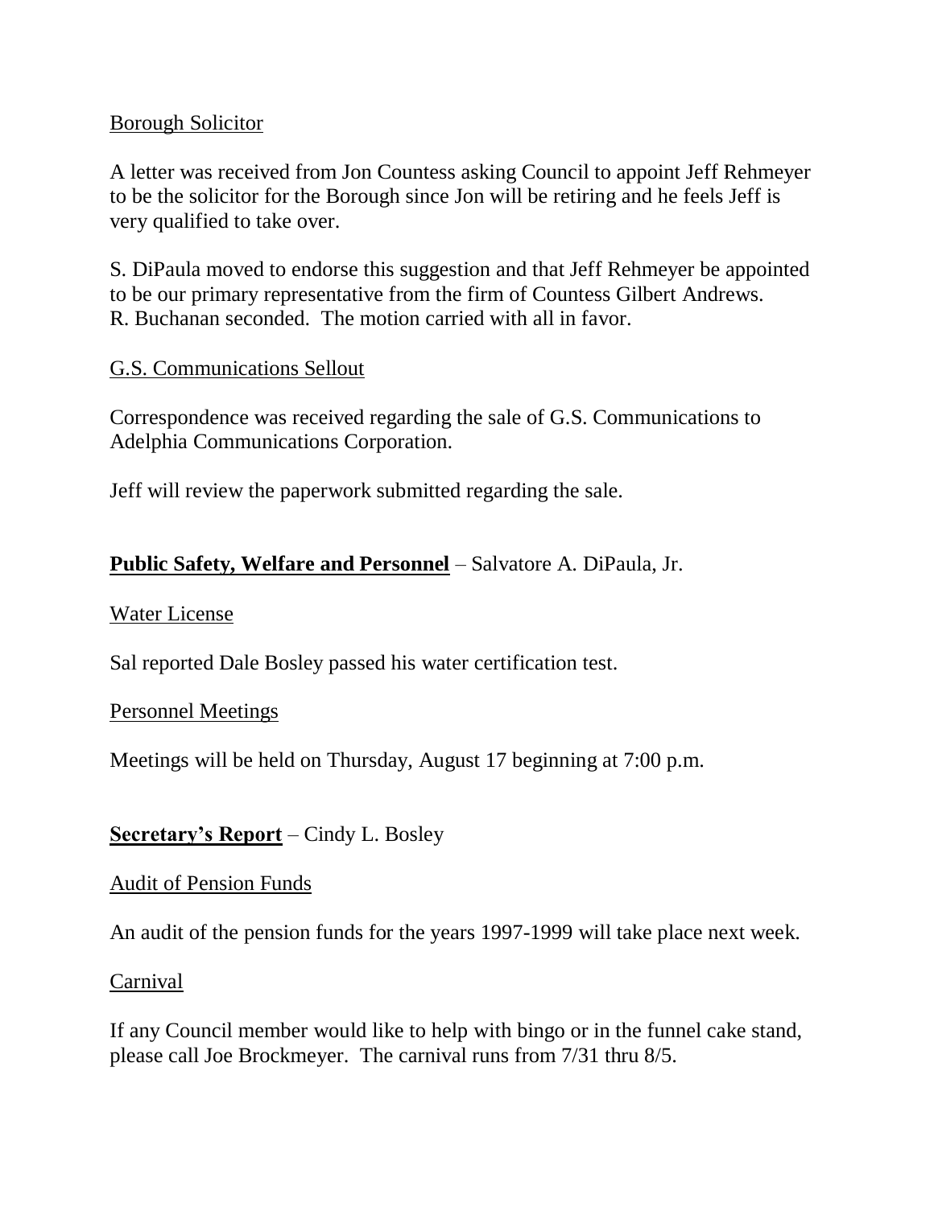Borough Solicitor

A letter was received from Jon Countess asking Council to appoint Jeff Rehmeyer to be the solicitor for the Borough since Jon will be retiring and he feels Jeff is very qualified to take over.

S. DiPaula moved to endorse this suggestion and that Jeff Rehmeyer be appointed to be our primary representative from the firm of Countess Gilbert Andrews. R. Buchanan seconded. The motion carried with all in favor.

G.S. Communications Sellout

Correspondence was received regarding the sale of G.S. Communications to Adelphia Communications Corporation.

Jeff will review the paperwork submitted regarding the sale.

**Public Safety, Welfare and Personnel** – Salvatore A. DiPaula, Jr.

Water License

Sal reported Dale Bosley passed his water certification test.

Personnel Meetings

Meetings will be held on Thursday, August 17 beginning at 7:00 p.m.

**Secretary's Report** – Cindy L. Bosley

Audit of Pension Funds

An audit of the pension funds for the years 1997-1999 will take place next week.

Carnival

If any Council member would like to help with bingo or in the funnel cake stand, please call Joe Brockmeyer. The carnival runs from 7/31 thru 8/5.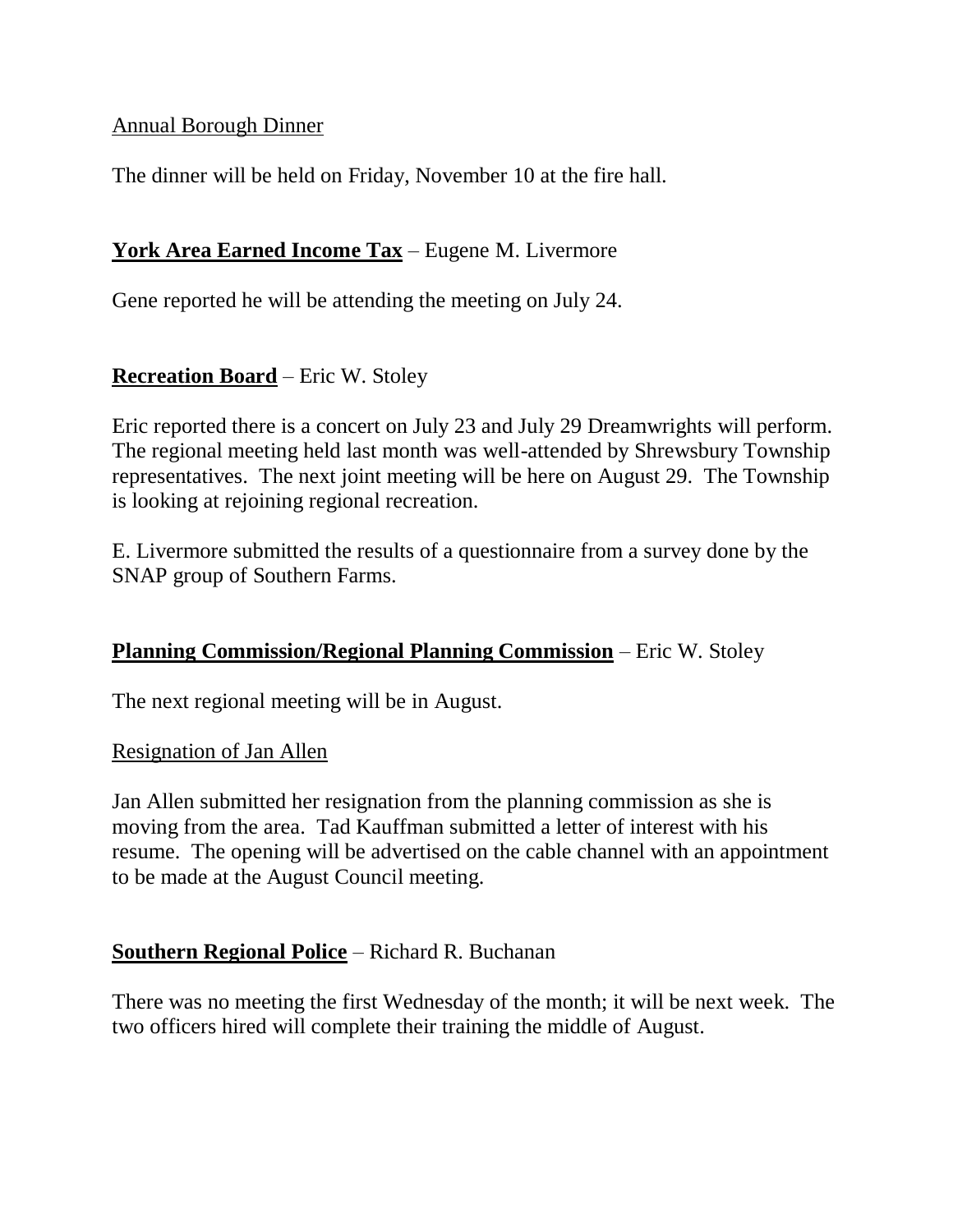Annual Borough Dinner

The dinner will be held on Friday, November 10 at the fire hall.

**York Area Earned Income Tax** – Eugene M. Livermore

Gene reported he will be attending the meeting on July 24.

**Recreation Board** – Eric W. Stoley

Eric reported there is a concert on July 23 and July 29 Dreamwrights will perform. The regional meeting held last month was well-attended by Shrewsbury Township representatives. The next joint meeting will be here on August 29. The Township is looking at rejoining regional recreation.

E. Livermore submitted the results of a questionnaire from a survey done by the SNAP group of Southern Farms.

**Planning Commission/Regional Planning Commission** – Eric W. Stoley

The next regional meeting will be in August.

Resignation of Jan Allen

Jan Allen submitted her resignation from the planning commission as she is moving from the area. Tad Kauffman submitted a letter of interest with his resume. The opening will be advertised on the cable channel with an appointment to be made at the August Council meeting.

**Southern Regional Police** – Richard R. Buchanan

There was no meeting the first Wednesday of the month; it will be next week. The two officers hired will complete their training the middle of August.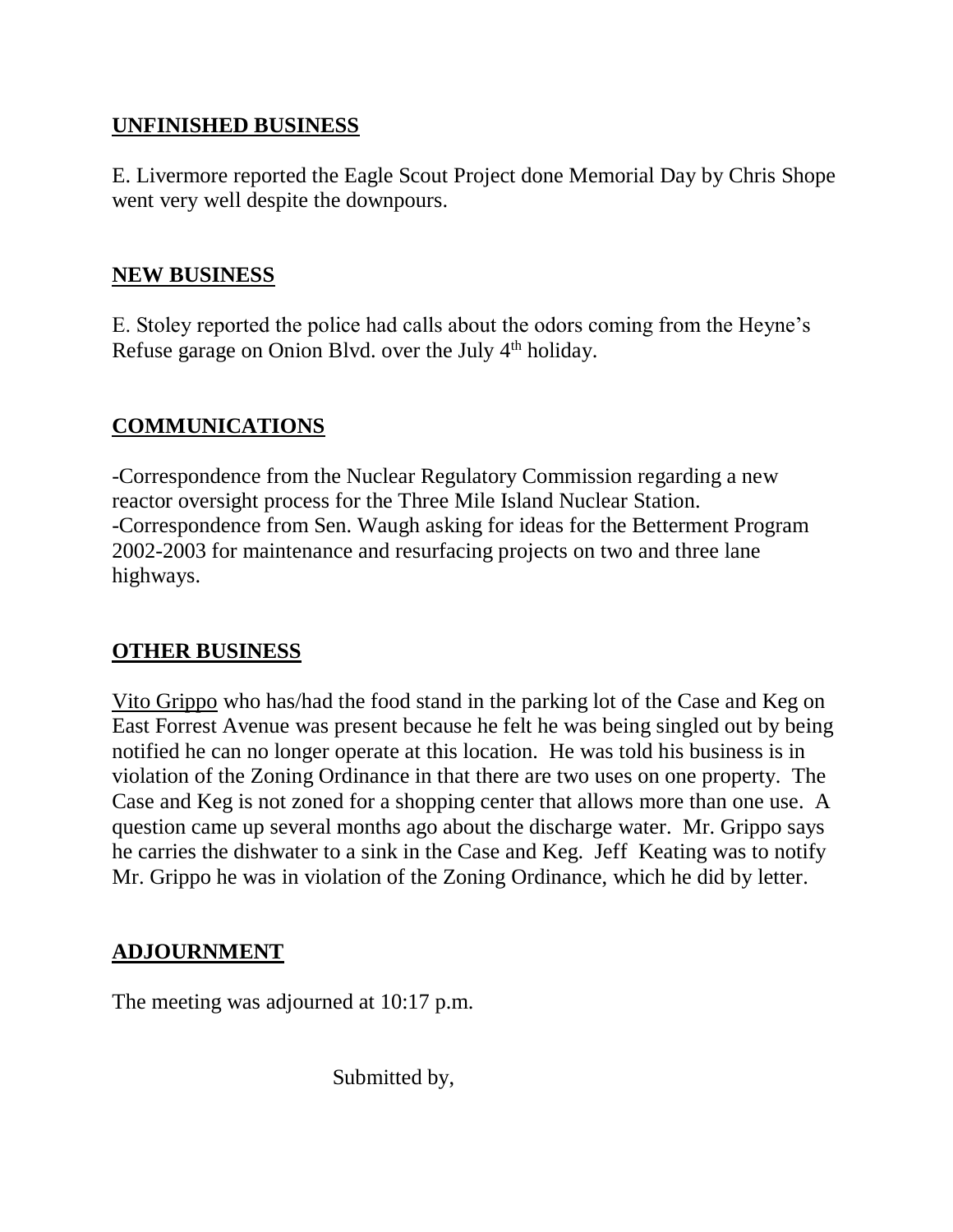## UNFINISHED BUSINESS

E. Livermore reported the Eagle Scout Project done Memorial Day by Chris Shope went very well despite the downpours.

## NEW BUSINESS

E. Stoley reported the police had calls about the odors coming from the Heyne's Refuse garage on Onion Blvd. over the July 4th holiday.

## COMMUNICATIONS

-Correspondence from the Nuclear Regulatory Commission regarding a new reactor oversight process for the Three Mile Island Nuclear Station.
-Correspondence from Sen. Waugh asking for ideas for the Betterment Program 2002-2003 for maintenance and resurfacing projects on two and three lane highways.

## OTHER BUSINESS

Vito Grippo who has/had the food stand in the parking lot of the Case and Keg on East Forrest Avenue was present because he felt he was being singled out by being notified he can no longer operate at this location. He was told his business is in violation of the Zoning Ordinance in that there are two uses on one property. The Case and Keg is not zoned for a shopping center that allows more than one use. A question came up several months ago about the discharge water. Mr. Grippo says he carries the dishwater to a sink in the Case and Keg. Jeff Keating was to notify Mr. Grippo he was in violation of the Zoning Ordinance, which he did by letter.

## ADJOURNMENT

The meeting was adjourned at 10:17 p.m.

Submitted by,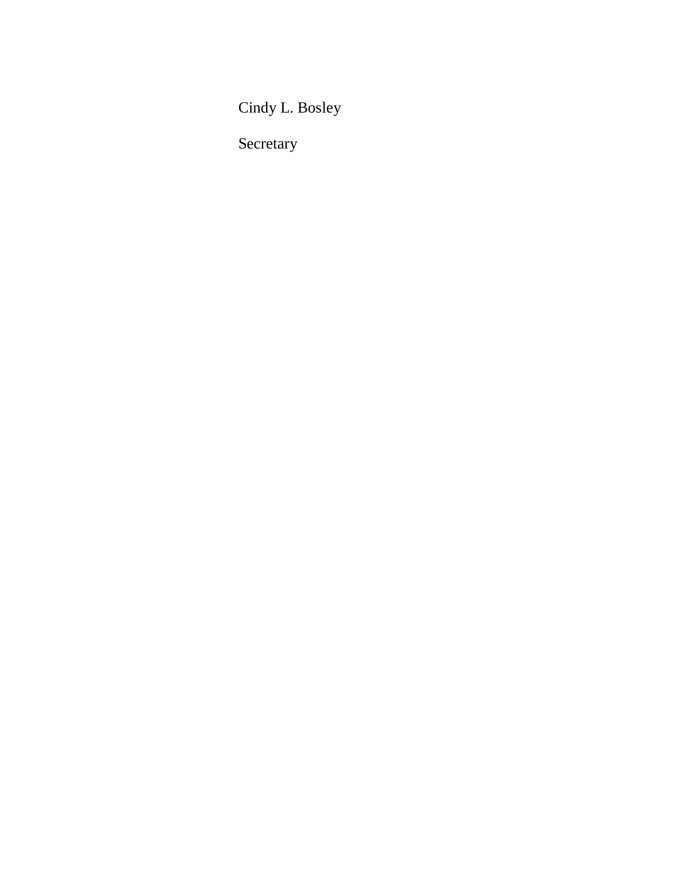Cindy L. Bosley

Secretary